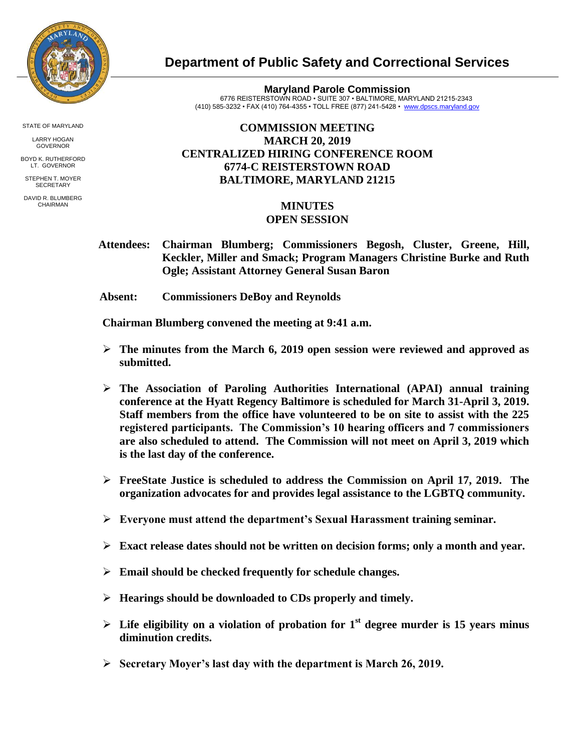# Department of Public Safety and Correctional Services

**Maryland Parole Commission**
6776 REISTERSTOWN ROAD • SUITE 307 • BALTIMORE, MARYLAND 21215-2343
(410) 585-3232 • FAX (410) 764-4355 • TOLL FREE (877) 241-5428 • www.dpscs.maryland.gov

STATE OF MARYLAND

LARRY HOGAN
GOVERNOR

BOYD K. RUTHERFORD
LT. GOVERNOR

STEPHEN T. MOYER
SECRETARY

DAVID R. BLUMBERG
CHAIRMAN

## COMMISSION MEETING
## MARCH 20, 2019
## CENTRALIZED HIRING CONFERENCE ROOM
## 6774-C REISTERSTOWN ROAD
## BALTIMORE, MARYLAND 21215

## MINUTES
## OPEN SESSION

**Attendees:** **Chairman Blumberg; Commissioners Begosh, Cluster, Greene, Hill, Keckler, Miller and Smack; Program Managers Christine Burke and Ruth Ogle; Assistant Attorney General Susan Baron**

**Absent:** **Commissioners DeBoy and Reynolds**

**Chairman Blumberg convened the meeting at 9:41 a.m.**

- **The minutes from the March 6, 2019 open session were reviewed and approved as submitted.**
- **The Association of Paroling Authorities International (APAI) annual training conference at the Hyatt Regency Baltimore is scheduled for March 31-April 3, 2019. Staff members from the office have volunteered to be on site to assist with the 225 registered participants. The Commission's 10 hearing officers and 7 commissioners are also scheduled to attend. The Commission will not meet on April 3, 2019 which is the last day of the conference.**
- **FreeState Justice is scheduled to address the Commission on April 17, 2019. The organization advocates for and provides legal assistance to the LGBTQ community.**
- **Everyone must attend the department's Sexual Harassment training seminar.**
- **Exact release dates should not be written on decision forms; only a month and year.**
- **Email should be checked frequently for schedule changes.**
- **Hearings should be downloaded to CDs properly and timely.**
- **Life eligibility on a violation of probation for 1st degree murder is 15 years minus diminution credits.**
- **Secretary Moyer's last day with the department is March 26, 2019.**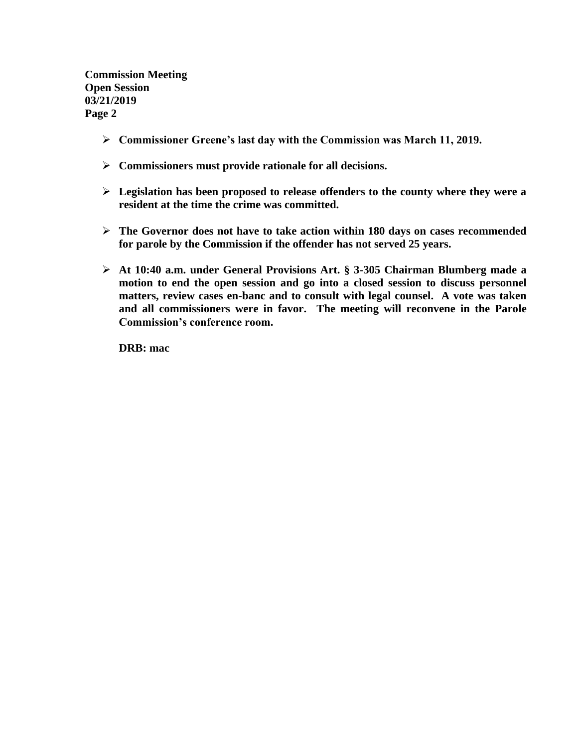- **Commissioner Greene's last day with the Commission was March 11, 2019.**

- **Commissioners must provide rationale for all decisions.**

- **Legislation has been proposed to release offenders to the county where they were a resident at the time the crime was committed.**

- **The Governor does not have to take action within 180 days on cases recommended for parole by the Commission if the offender has not served 25 years.**

- **At 10:40 a.m. under General Provisions Art. § 3-305 Chairman Blumberg made a motion to end the open session and go into a closed session to discuss personnel matters, review cases en-banc and to consult with legal counsel. A vote was taken and all commissioners were in favor. The meeting will reconvene in the Parole Commission's conference room.**

**DRB: mac**